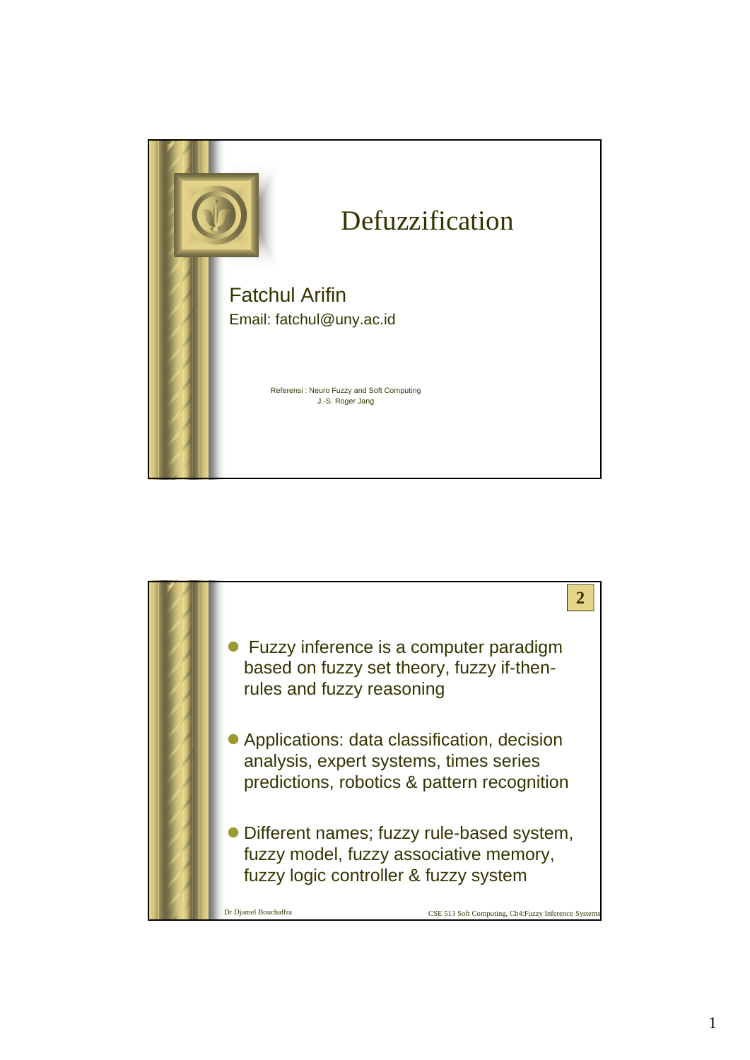# Defuzzification

Fatchul Arifin

Email: fatchul@uny.ac.id

Referensi : Neuro Fuzzy and Soft Computing
J.-S. Roger Jang

---

- Fuzzy inference is a computer paradigm based on fuzzy set theory, fuzzy if-then-rules and fuzzy reasoning

- Applications: data classification, decision analysis, expert systems, times series predictions, robotics & pattern recognition

- Different names; fuzzy rule-based system, fuzzy model, fuzzy associative memory, fuzzy logic controller & fuzzy system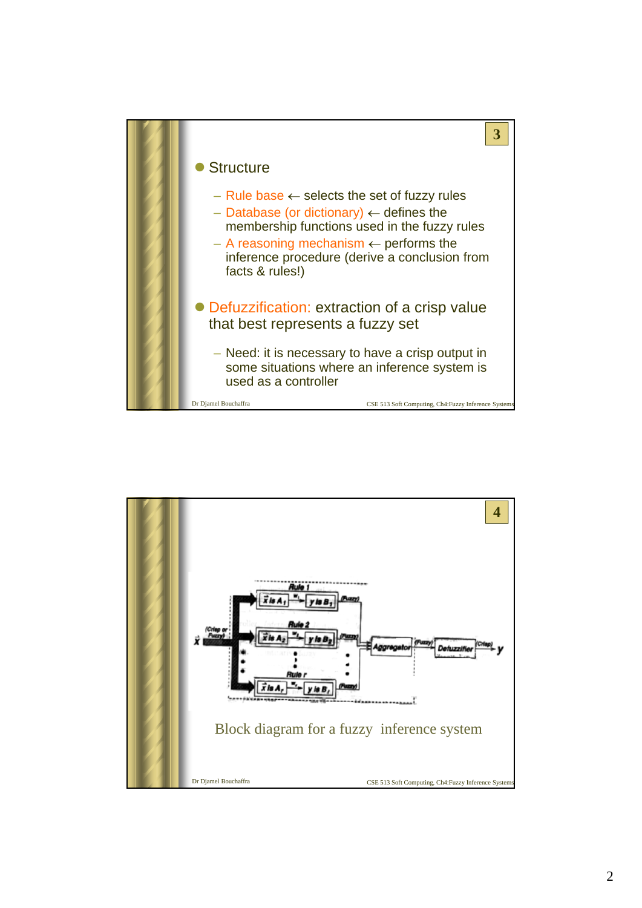- Structure
  - Rule base ← selects the set of fuzzy rules
  - Database (or dictionary) ← defines the membership functions used in the fuzzy rules
  - A reasoning mechanism ← performs the inference procedure (derive a conclusion from facts & rules!)

- Defuzzification: extraction of a crisp value that best represents a fuzzy set
  - Need: it is necessary to have a crisp output in some situations where an inference system is used as a controller

Block diagram for a fuzzy inference system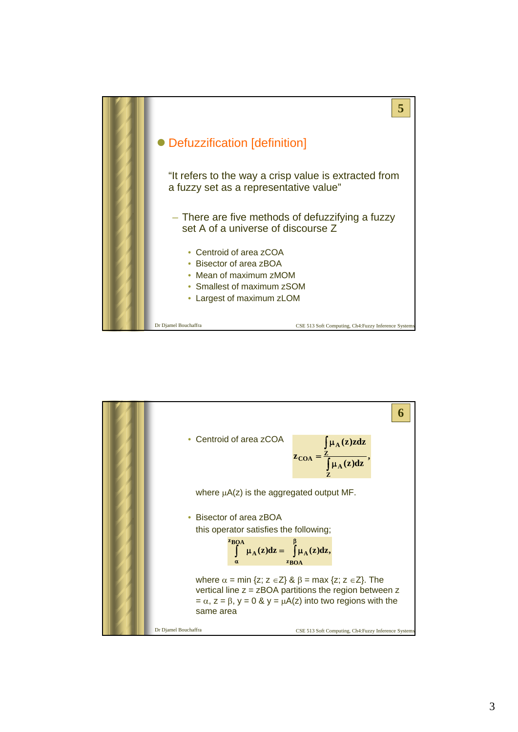## Defuzzification [definition]

"It refers to the way a crisp value is extracted from a fuzzy set as a representative value"

- There are five methods of defuzzifying a fuzzy set A of a universe of discourse Z
  - Centroid of area zCOA
  - Bisector of area zBOA
  - Mean of maximum zMOM
  - Smallest of maximum zSOM
  - Largest of maximum zLOM

---

- Centroid of area zCOA

$$z_{COA} = \frac{\int_Z \mu_A(z) z\, dz}{\int_Z \mu_A(z)\, dz},$$

where $\mu A(z)$ is the aggregated output MF.

- Bisector of area zBOA

this operator satisfies the following;

$$\int_{\alpha}^{z_{BOA}} \mu_A(z) dz = \int_{z_{BOA}}^{\beta} \mu_A(z) dz,$$

where $\alpha = \min \{z; z \in Z\}$ & $\beta = \max \{z; z \in Z\}$. The vertical line z = zBOA partitions the region between $z = \alpha$, $z = \beta$, $y = 0$ & $y = \mu A(z)$ into two regions with the same area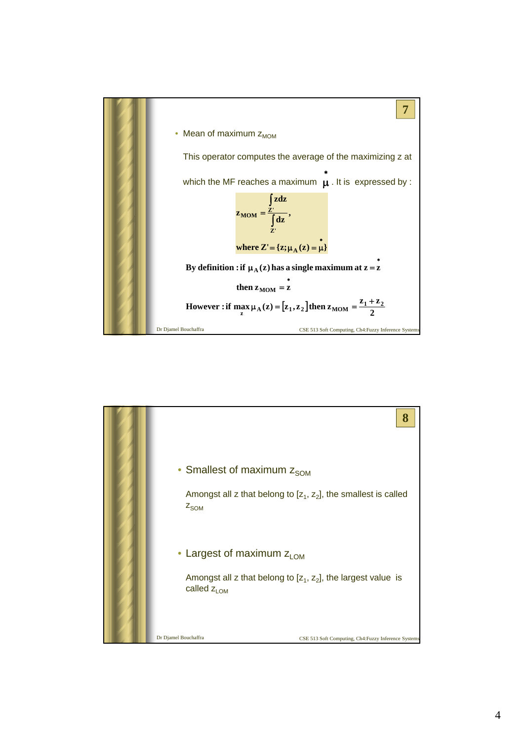- Mean of maximum $z_{MOM}$

  This operator computes the average of the maximizing z at which the MF reaches a maximum $\overset{*}{\mu}$. It is expressed by :

$$z_{MOM} = \frac{\int_{Z'} z\,dz}{\int_{Z'} dz},$$

$$\text{where } Z' = \{z; \mu_A(z) = \overset{*}{\mu}\}$$

**By definition : if** $\mu_A(z)$ **has a single maximum at** $z = \overset{*}{z}$

**then** $z_{MOM} = \overset{*}{z}$

**However : if** $\max_z \mu_A(z) = [z_1, z_2]$ **then** $z_{MOM} = \frac{z_1 + z_2}{2}$

- Smallest of maximum $z_{SOM}$

  Amongst all z that belong to $[z_1, z_2]$, the smallest is called $z_{SOM}$

- Largest of maximum $z_{LOM}$

  Amongst all z that belong to $[z_1, z_2]$, the largest value is called $z_{LOM}$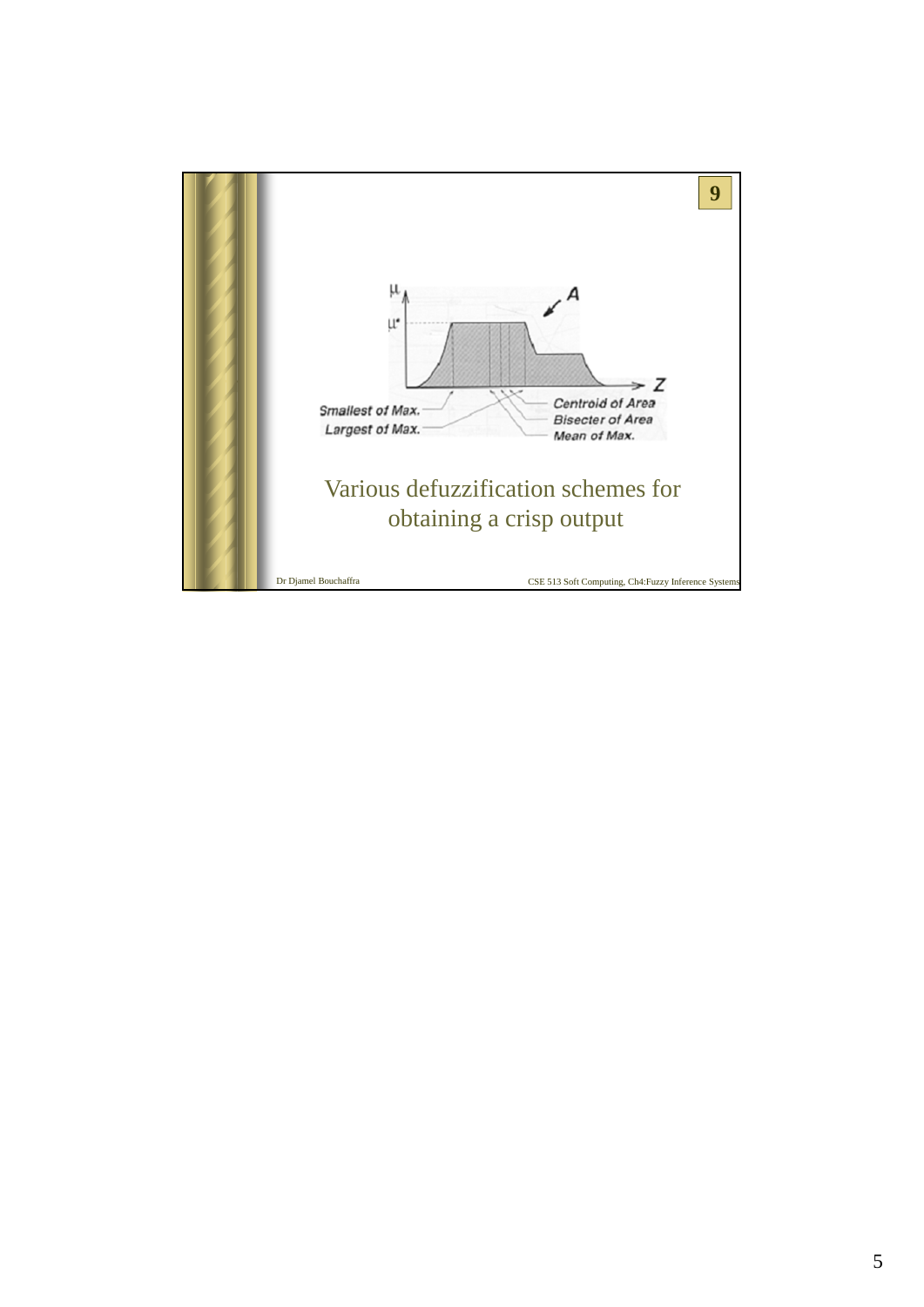μ

μ*

A

Z

Smallest of Max.

Largest of Max.

Centroid of Area

Bisecter of Area

Mean of Max.

Various defuzzification schemes for obtaining a crisp output